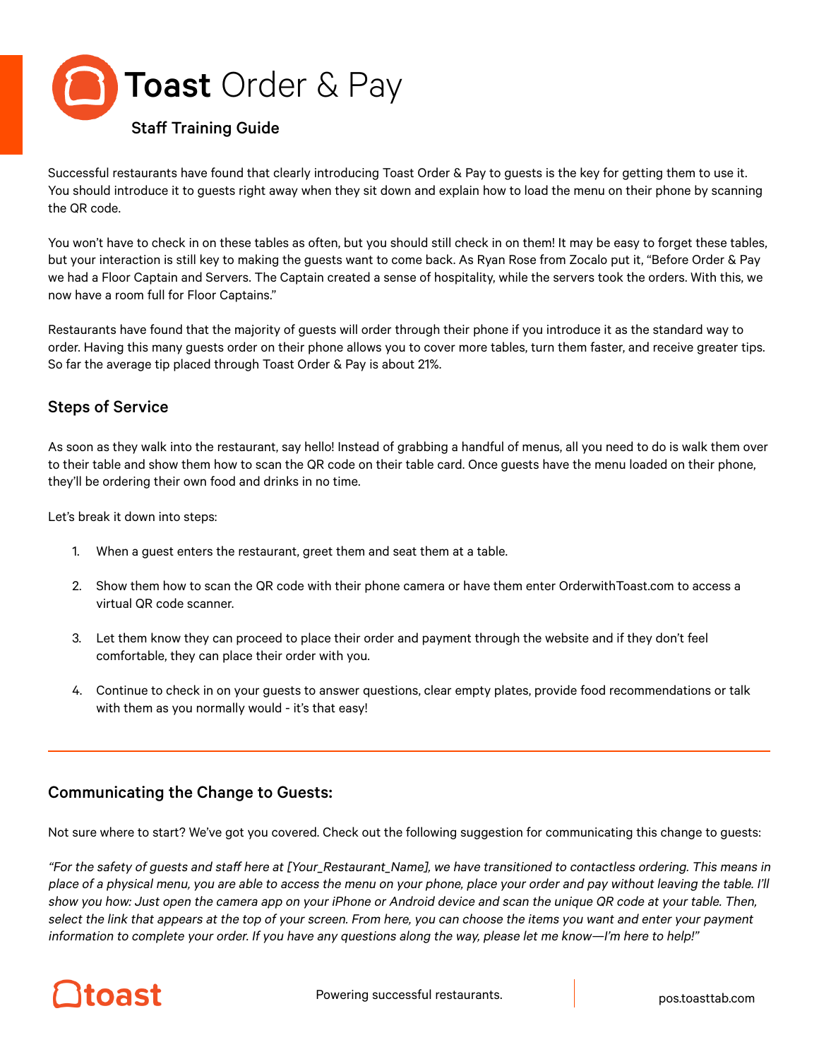# Toast Order & Pay

## Staff Training Guide

Successful restaurants have found that clearly introducing Toast Order & Pay to guests is the key for getting them to use it. You should introduce it to guests right away when they sit down and explain how to load the menu on their phone by scanning the QR code.

You won't have to check in on these tables as often, but you should still check in on them! It may be easy to forget these tables, but your interaction is still key to making the guests want to come back. As Ryan Rose from Zocalo put it, "Before Order & Pay we had a Floor Captain and Servers. The Captain created a sense of hospitality, while the servers took the orders. With this, we now have a room full for Floor Captains."

Restaurants have found that the majority of guests will order through their phone if you introduce it as the standard way to order. Having this many guests order on their phone allows you to cover more tables, turn them faster, and receive greater tips. So far the average tip placed through Toast Order & Pay is about 21%.

### Steps of Service

As soon as they walk into the restaurant, say hello! Instead of grabbing a handful of menus, all you need to do is walk them over to their table and show them how to scan the QR code on their table card. Once guests have the menu loaded on their phone, they'll be ordering their own food and drinks in no time.

Let's break it down into steps:

1. When a guest enters the restaurant, greet them and seat them at a table.
2. Show them how to scan the QR code with their phone camera or have them enter OrderwithToast.com to access a virtual QR code scanner.
3. Let them know they can proceed to place their order and payment through the website and if they don't feel comfortable, they can place their order with you.
4. Continue to check in on your guests to answer questions, clear empty plates, provide food recommendations or talk with them as you normally would - it's that easy!

---

### Communicating the Change to Guests:

Not sure where to start? We've got you covered. Check out the following suggestion for communicating this change to guests:

*"For the safety of guests and staff here at [Your_Restaurant_Name], we have transitioned to contactless ordering. This means in place of a physical menu, you are able to access the menu on your phone, place your order and pay without leaving the table. I'll show you how: Just open the camera app on your iPhone or Android device and scan the unique QR code at your table. Then, select the link that appears at the top of your screen. From here, you can choose the items you want and enter your payment information to complete your order. If you have any questions along the way, please let me know—I'm here to help!"*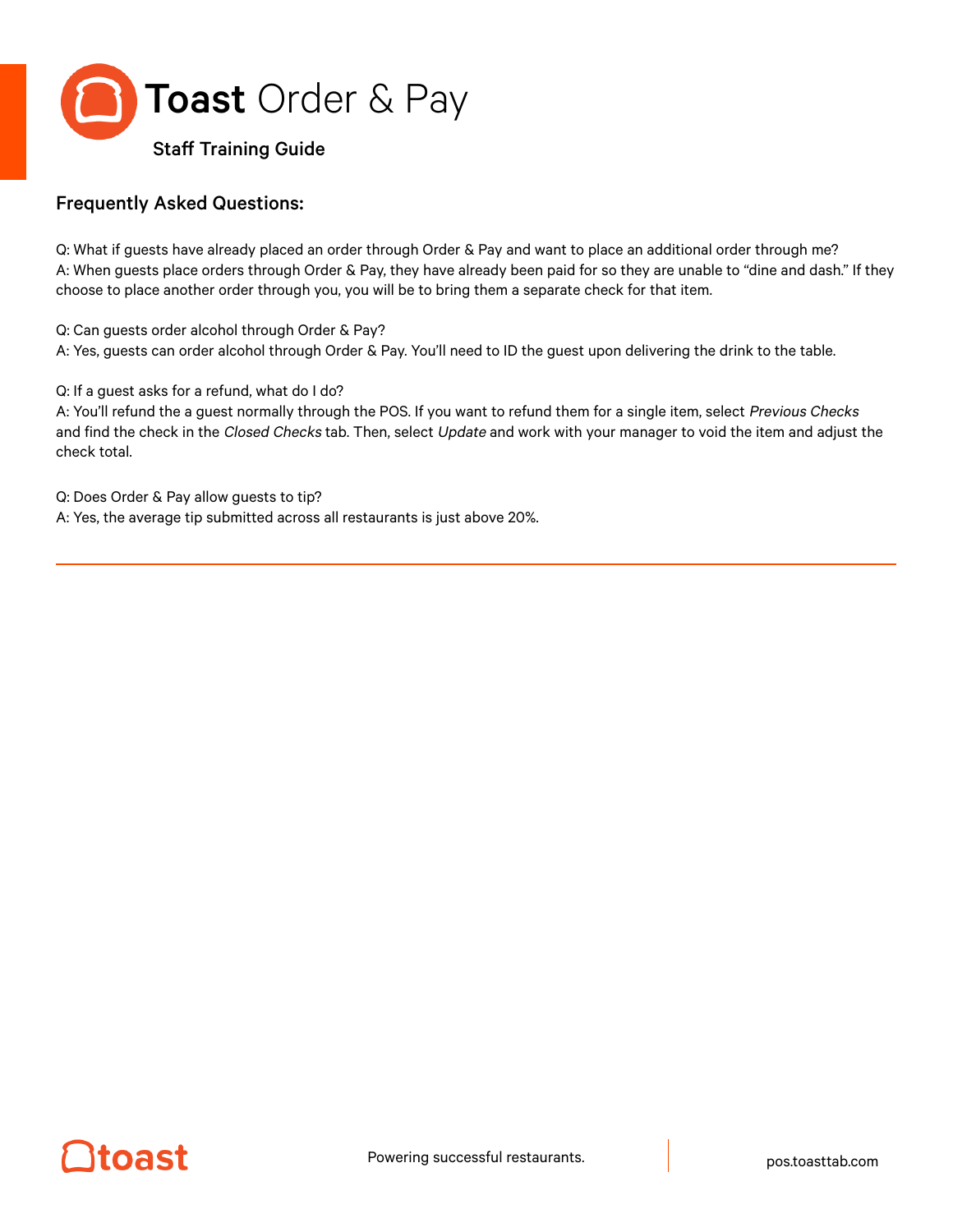# Toast Order & Pay

**Staff Training Guide**

## Frequently Asked Questions:

Q: What if guests have already placed an order through Order & Pay and want to place an additional order through me?
A: When guests place orders through Order & Pay, they have already been paid for so they are unable to "dine and dash." If they choose to place another order through you, you will be to bring them a separate check for that item.

Q: Can guests order alcohol through Order & Pay?
A: Yes, guests can order alcohol through Order & Pay. You'll need to ID the guest upon delivering the drink to the table.

Q: If a guest asks for a refund, what do I do?
A: You'll refund the a guest normally through the POS. If you want to refund them for a single item, select *Previous Checks* and find the check in the *Closed Checks* tab. Then, select *Update* and work with your manager to void the item and adjust the check total.

Q: Does Order & Pay allow guests to tip?
A: Yes, the average tip submitted across all restaurants is just above 20%.

---

toast

Powering successful restaurants.

pos.toasttab.com